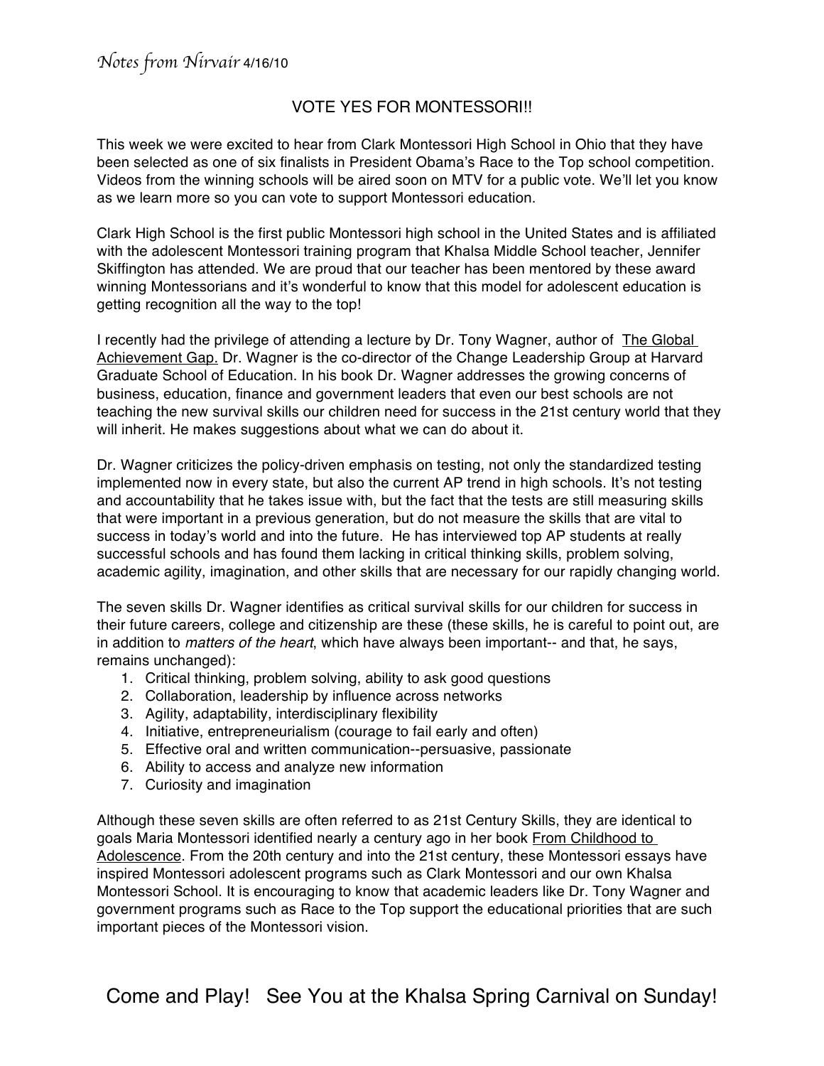*Notes from Nirvair* 4/16/10

## VOTE YES FOR MONTESSORI!!

This week we were excited to hear from Clark Montessori High School in Ohio that they have been selected as one of six finalists in President Obama's Race to the Top school competition. Videos from the winning schools will be aired soon on MTV for a public vote. We'll let you know as we learn more so you can vote to support Montessori education.

Clark High School is the first public Montessori high school in the United States and is affiliated with the adolescent Montessori training program that Khalsa Middle School teacher, Jennifer Skiffington has attended. We are proud that our teacher has been mentored by these award winning Montessorians and it's wonderful to know that this model for adolescent education is getting recognition all the way to the top!

I recently had the privilege of attending a lecture by Dr. Tony Wagner, author of The Global Achievement Gap. Dr. Wagner is the co-director of the Change Leadership Group at Harvard Graduate School of Education. In his book Dr. Wagner addresses the growing concerns of business, education, finance and government leaders that even our best schools are not teaching the new survival skills our children need for success in the 21st century world that they will inherit. He makes suggestions about what we can do about it.

Dr. Wagner criticizes the policy-driven emphasis on testing, not only the standardized testing implemented now in every state, but also the current AP trend in high schools. It's not testing and accountability that he takes issue with, but the fact that the tests are still measuring skills that were important in a previous generation, but do not measure the skills that are vital to success in today's world and into the future. He has interviewed top AP students at really successful schools and has found them lacking in critical thinking skills, problem solving, academic agility, imagination, and other skills that are necessary for our rapidly changing world.

The seven skills Dr. Wagner identifies as critical survival skills for our children for success in their future careers, college and citizenship are these (these skills, he is careful to point out, are in addition to *matters of the heart*, which have always been important-- and that, he says, remains unchanged):

1. Critical thinking, problem solving, ability to ask good questions
2. Collaboration, leadership by influence across networks
3. Agility, adaptability, interdisciplinary flexibility
4. Initiative, entrepreneurialism (courage to fail early and often)
5. Effective oral and written communication--persuasive, passionate
6. Ability to access and analyze new information
7. Curiosity and imagination

Although these seven skills are often referred to as 21st Century Skills, they are identical to goals Maria Montessori identified nearly a century ago in her book From Childhood to Adolescence. From the 20th century and into the 21st century, these Montessori essays have inspired Montessori adolescent programs such as Clark Montessori and our own Khalsa Montessori School. It is encouraging to know that academic leaders like Dr. Tony Wagner and government programs such as Race to the Top support the educational priorities that are such important pieces of the Montessori vision.

Come and Play! See You at the Khalsa Spring Carnival on Sunday!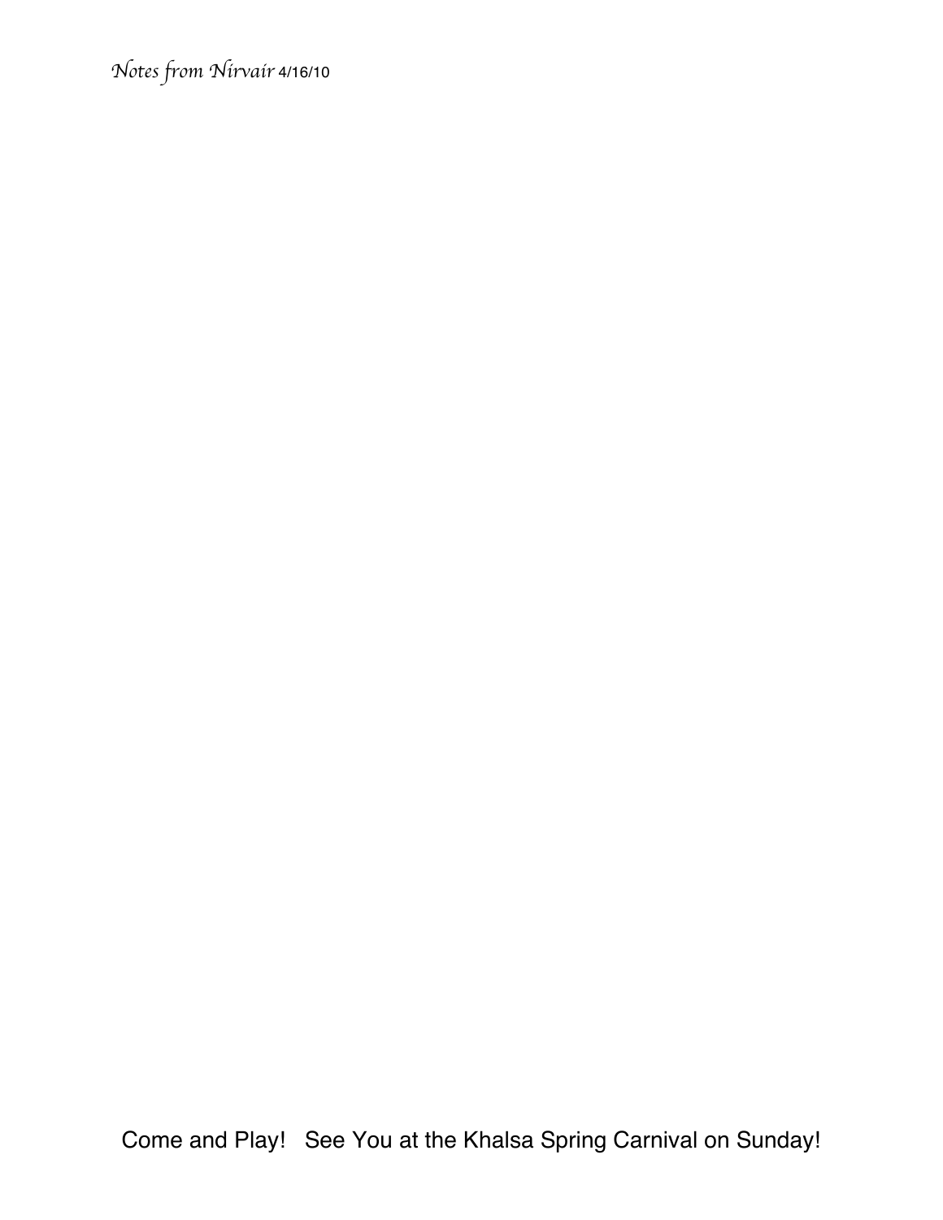*Notes from Nirvair* 4/16/10

Come and Play!   See You at the Khalsa Spring Carnival on Sunday!